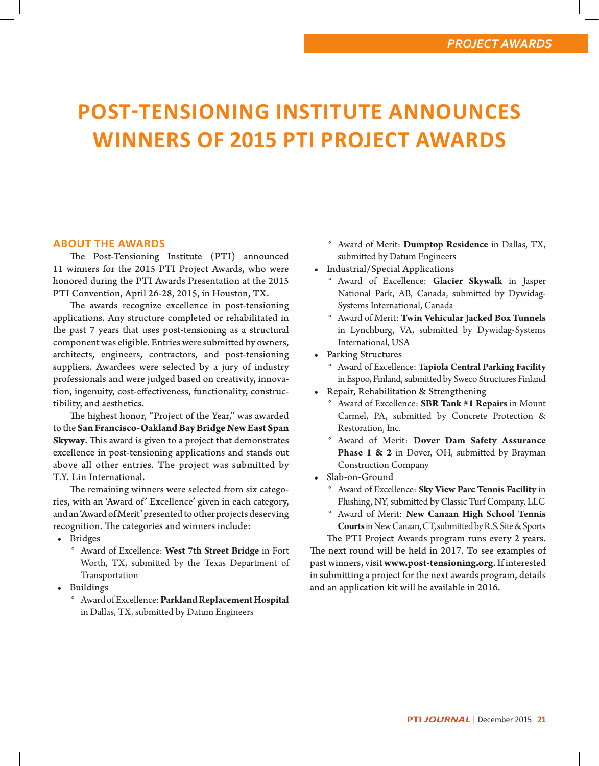# POST-TENSIONING INSTITUTE ANNOUNCES WINNERS OF 2015 PTI PROJECT AWARDS

## ABOUT THE AWARDS

The Post-Tensioning Institute (PTI) announced 11 winners for the 2015 PTI Project Awards, who were honored during the PTI Awards Presentation at the 2015 PTI Convention, April 26-28, 2015, in Houston, TX.

The awards recognize excellence in post-tensioning applications. Any structure completed or rehabilitated in the past 7 years that uses post-tensioning as a structural component was eligible. Entries were submitted by owners, architects, engineers, contractors, and post-tensioning suppliers. Awardees were selected by a jury of industry professionals and were judged based on creativity, innovation, ingenuity, cost-effectiveness, functionality, constructibility, and aesthetics.

The highest honor, "Project of the Year," was awarded to the **San Francisco-Oakland Bay Bridge New East Span Skyway**. This award is given to a project that demonstrates excellence in post-tensioning applications and stands out above all other entries. The project was submitted by T.Y. Lin International.

The remaining winners were selected from six categories, with an 'Award of' Excellence' given in each category, and an 'Award of Merit' presented to other projects deserving recognition. The categories and winners include:

- Bridges
  - Award of Excellence: **West 7th Street Bridge** in Fort Worth, TX, submitted by the Texas Department of Transportation
- Buildings
  - Award of Excellence: **Parkland Replacement Hospital** in Dallas, TX, submitted by Datum Engineers
  - Award of Merit: **Dumptop Residence** in Dallas, TX, submitted by Datum Engineers
- Industrial/Special Applications
  - Award of Excellence: **Glacier Skywalk** in Jasper National Park, AB, Canada, submitted by Dywidag-Systems International, Canada
  - Award of Merit: **Twin Vehicular Jacked Box Tunnels** in Lynchburg, VA, submitted by Dywidag-Systems International, USA
- Parking Structures
  - Award of Excellence: **Tapiola Central Parking Facility** in Espoo, Finland, submitted by Sweco Structures Finland
- Repair, Rehabilitation & Strengthening
  - Award of Excellence: **SBR Tank #1 Repairs** in Mount Carmel, PA, submitted by Concrete Protection & Restoration, Inc.
  - Award of Merit: **Dover Dam Safety Assurance Phase 1 & 2** in Dover, OH, submitted by Brayman Construction Company
- Slab-on-Ground
  - Award of Excellence: **Sky View Parc Tennis Facility** in Flushing, NY, submitted by Classic Turf Company, LLC
  - Award of Merit: **New Canaan High School Tennis Courts** in New Canaan, CT, submitted by R.S. Site & Sports

The PTI Project Awards program runs every 2 years. The next round will be held in 2017. To see examples of past winners, visit **www.post-tensioning.org**. If interested in submitting a project for the next awards program, details and an application kit will be available in 2016.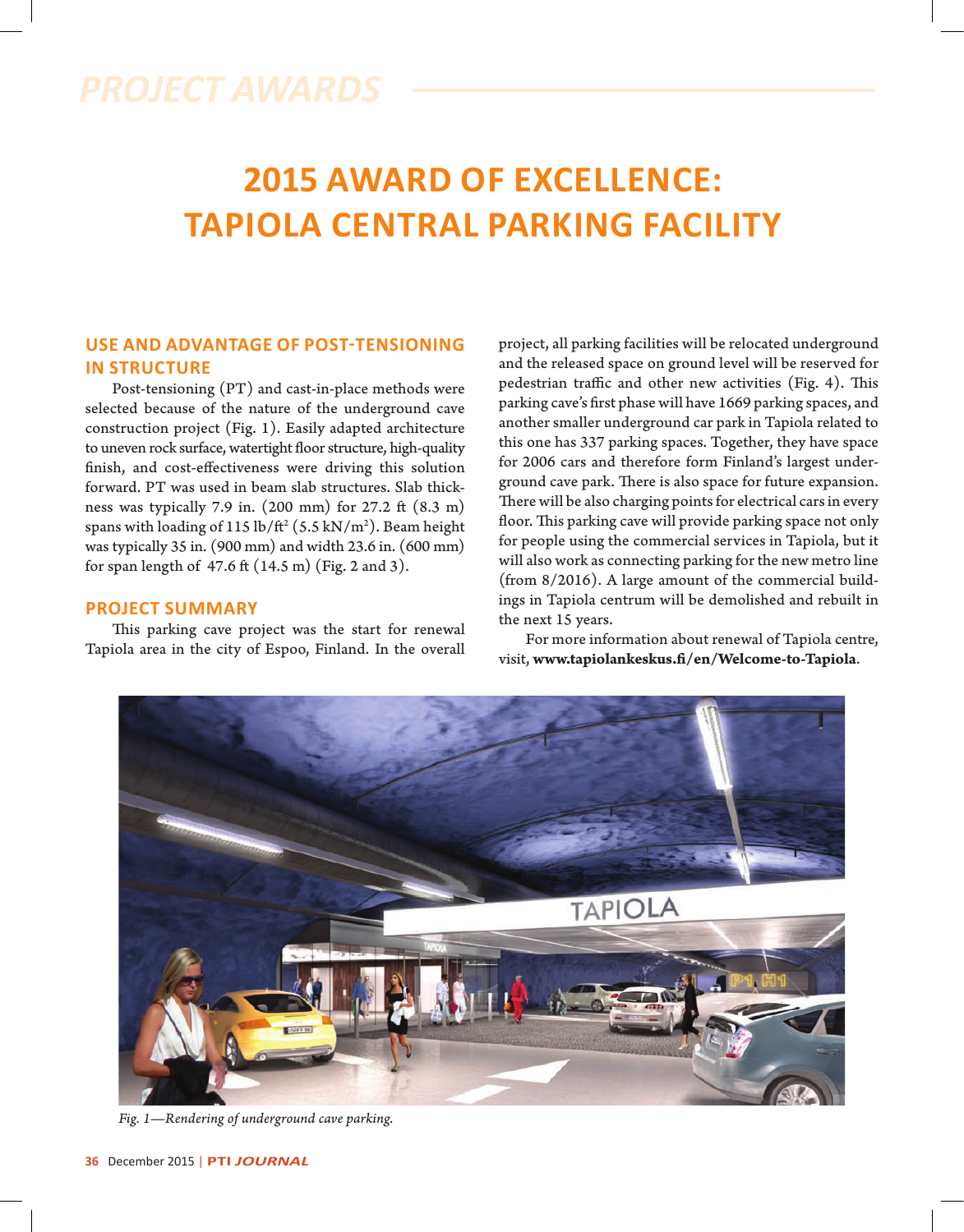# 2015 AWARD OF EXCELLENCE: TAPIOLA CENTRAL PARKING FACILITY

## USE AND ADVANTAGE OF POST-TENSIONING IN STRUCTURE

Post-tensioning (PT) and cast-in-place methods were selected because of the nature of the underground cave construction project (Fig. 1). Easily adapted architecture to uneven rock surface, watertight floor structure, high-quality finish, and cost-effectiveness were driving this solution forward. PT was used in beam slab structures. Slab thickness was typically 7.9 in. (200 mm) for 27.2 ft (8.3 m) spans with loading of 115 lb/ft$^2$ (5.5 kN/m$^2$). Beam height was typically 35 in. (900 mm) and width 23.6 in. (600 mm) for span length of 47.6 ft (14.5 m) (Fig. 2 and 3).

## PROJECT SUMMARY

This parking cave project was the start for renewal Tapiola area in the city of Espoo, Finland. In the overall project, all parking facilities will be relocated underground and the released space on ground level will be reserved for pedestrian traffic and other new activities (Fig. 4). This parking cave's first phase will have 1669 parking spaces, and another smaller underground car park in Tapiola related to this one has 337 parking spaces. Together, they have space for 2006 cars and therefore form Finland's largest underground cave park. There is also space for future expansion. There will be also charging points for electrical cars in every floor. This parking cave will provide parking space not only for people using the commercial services in Tapiola, but it will also work as connecting parking for the new metro line (from 8/2016). A large amount of the commercial buildings in Tapiola centrum will be demolished and rebuilt in the next 15 years.

For more information about renewal of Tapiola centre, visit, **www.tapiolankeskus.fi/en/Welcome-to-Tapiola**.

*Fig. 1—Rendering of underground cave parking.*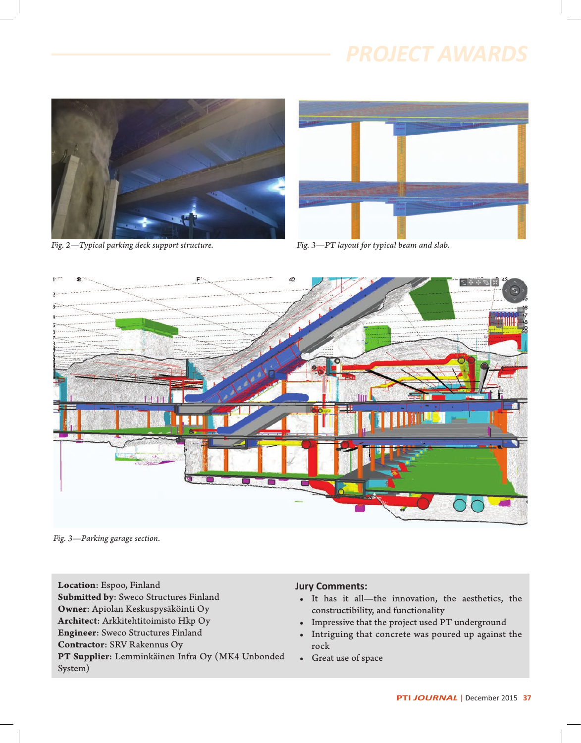Fig. 2—Typical parking deck support structure.

Fig. 3—PT layout for typical beam and slab.

Fig. 3—Parking garage section.

**Location**: Espoo, Finland
**Submitted by**: Sweco Structures Finland
**Owner**: Apiolan Keskuspysäköinti Oy
**Architect**: Arkkitehtitoimisto Hkp Oy
**Engineer**: Sweco Structures Finland
**Contractor**: SRV Rakennus Oy
**PT Supplier**: Lemminkäinen Infra Oy (MK4 Unbonded System)

**Jury Comments:**

- It has it all—the innovation, the aesthetics, the constructibility, and functionality
- Impressive that the project used PT underground
- Intriguing that concrete was poured up against the rock
- Great use of space